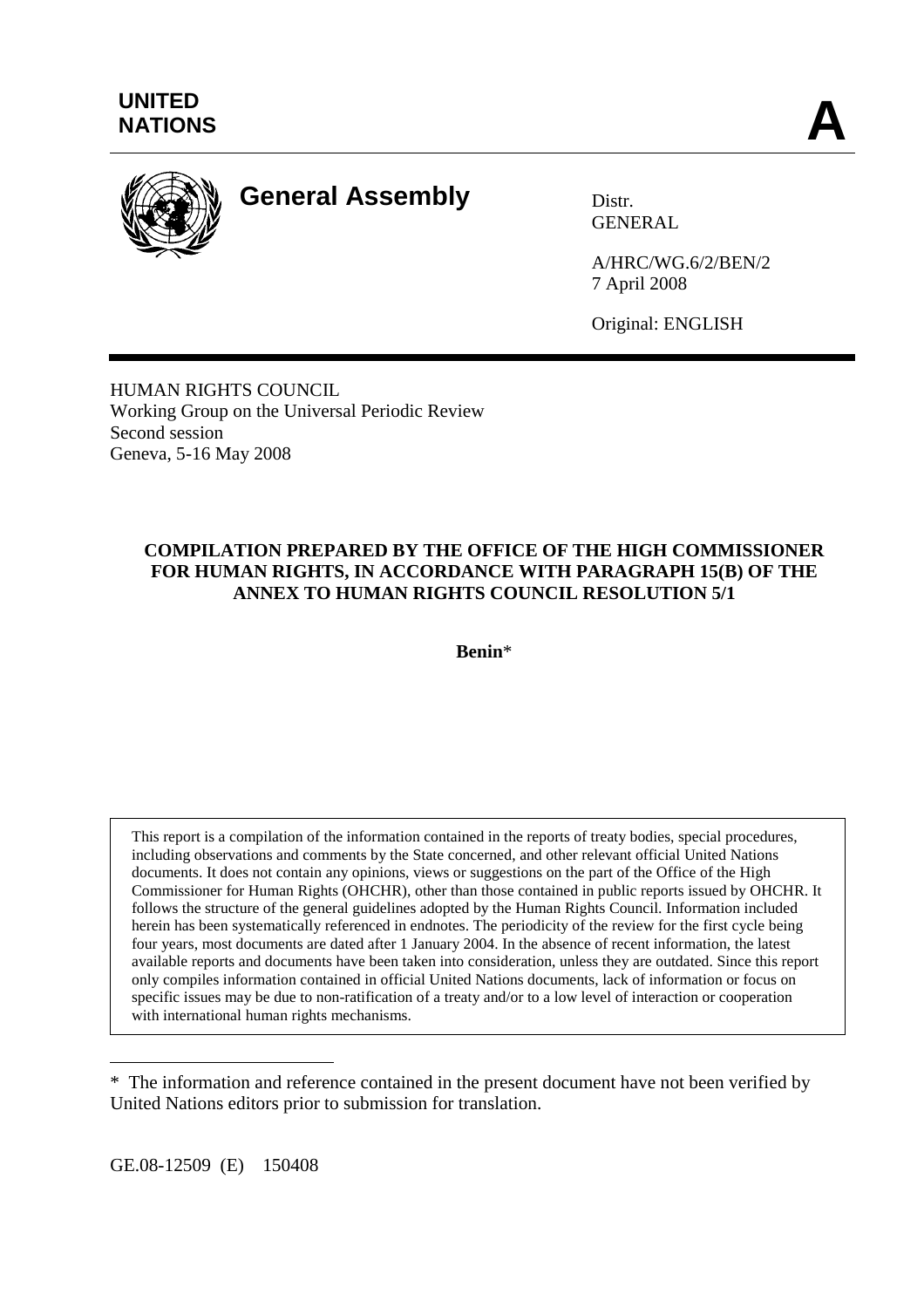**UNITED NATIONS**

**A**

# General Assembly

Distr.
GENERAL

A/HRC/WG.6/2/BEN/2
7 April 2008

Original: ENGLISH

HUMAN RIGHTS COUNCIL
Working Group on the Universal Periodic Review
Second session
Geneva, 5-16 May 2008

**COMPILATION PREPARED BY THE OFFICE OF THE HIGH COMMISSIONER FOR HUMAN RIGHTS, IN ACCORDANCE WITH PARAGRAPH 15(B) OF THE ANNEX TO HUMAN RIGHTS COUNCIL RESOLUTION 5/1**

**Benin***

This report is a compilation of the information contained in the reports of treaty bodies, special procedures, including observations and comments by the State concerned, and other relevant official United Nations documents. It does not contain any opinions, views or suggestions on the part of the Office of the High Commissioner for Human Rights (OHCHR), other than those contained in public reports issued by OHCHR. It follows the structure of the general guidelines adopted by the Human Rights Council. Information included herein has been systematically referenced in endnotes. The periodicity of the review for the first cycle being four years, most documents are dated after 1 January 2004. In the absence of recent information, the latest available reports and documents have been taken into consideration, unless they are outdated. Since this report only compiles information contained in official United Nations documents, lack of information or focus on specific issues may be due to non-ratification of a treaty and/or to a low level of interaction or cooperation with international human rights mechanisms.

---

* The information and reference contained in the present document have not been verified by United Nations editors prior to submission for translation.

GE.08-12509 (E) 150408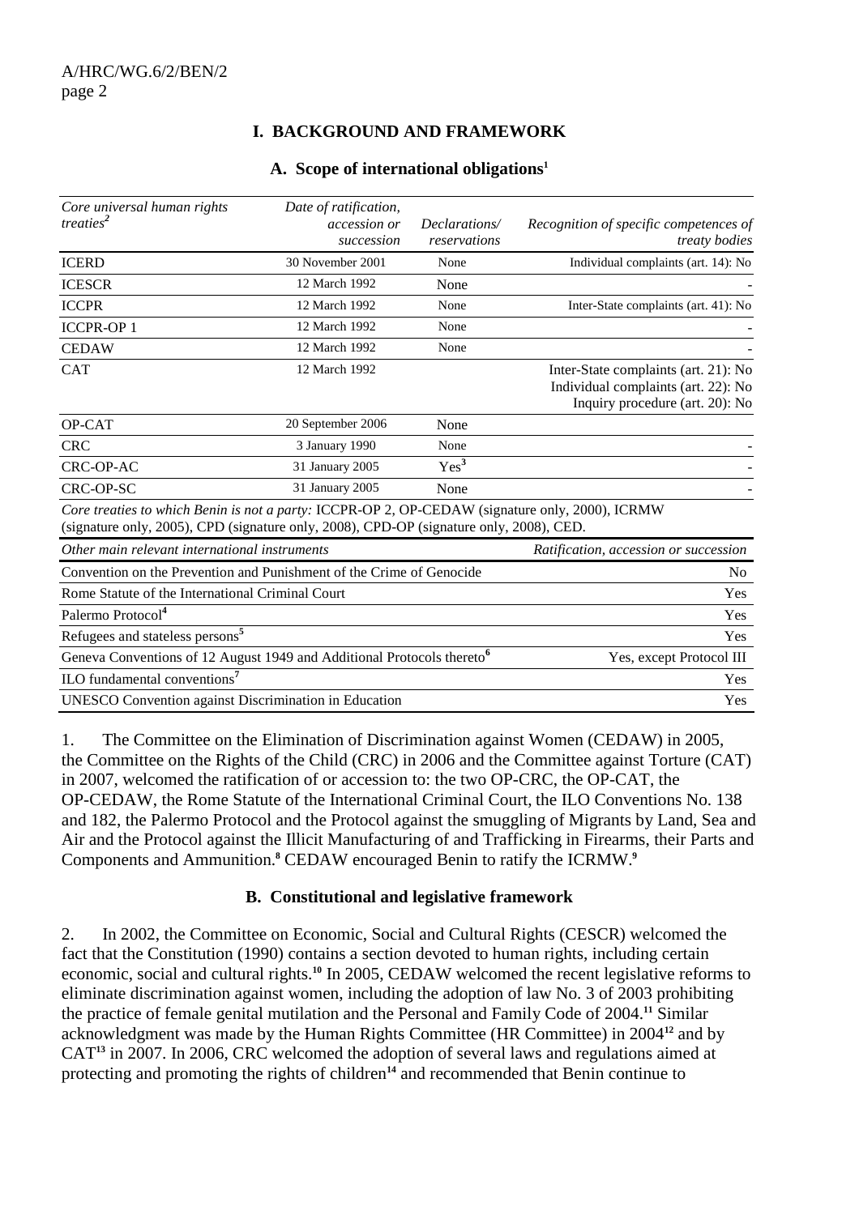## I. BACKGROUND AND FRAMEWORK

### A. Scope of international obligations[1]

| *Core universal human rights treaties*[2] | *Date of ratification, accession or succession* | *Declarations/ reservations* | *Recognition of specific competences of treaty bodies* |
|---|---|---|---|
| ICERD | 30 November 2001 | None | Individual complaints (art. 14): No |
| ICESCR | 12 March 1992 | None | - |
| ICCPR | 12 March 1992 | None | Inter-State complaints (art. 41): No |
| ICCPR-OP 1 | 12 March 1992 | None | - |
| CEDAW | 12 March 1992 | None | - |
| CAT | 12 March 1992 | | Inter-State complaints (art. 21): No<br>Individual complaints (art. 22): No<br>Inquiry procedure (art. 20): No |
| OP-CAT | 20 September 2006 | None | |
| CRC | 3 January 1990 | None | - |
| CRC-OP-AC | 31 January 2005 | Yes[3] | - |
| CRC-OP-SC | 31 January 2005 | None | - |

*Core treaties to which Benin is not a party:* ICCPR-OP 2, OP-CEDAW (signature only, 2000), ICRMW (signature only, 2005), CPD (signature only, 2008), CPD-OP (signature only, 2008), CED.

| *Other main relevant international instruments* | *Ratification, accession or succession* |
|---|---|
| Convention on the Prevention and Punishment of the Crime of Genocide | No |
| Rome Statute of the International Criminal Court | Yes |
| Palermo Protocol[4] | Yes |
| Refugees and stateless persons[5] | Yes |
| Geneva Conventions of 12 August 1949 and Additional Protocols thereto[6] | Yes, except Protocol III |
| ILO fundamental conventions[7] | Yes |
| UNESCO Convention against Discrimination in Education | Yes |

1. The Committee on the Elimination of Discrimination against Women (CEDAW) in 2005, the Committee on the Rights of the Child (CRC) in 2006 and the Committee against Torture (CAT) in 2007, welcomed the ratification of or accession to: the two OP-CRC, the OP-CAT, the OP-CEDAW, the Rome Statute of the International Criminal Court, the ILO Conventions No. 138 and 182, the Palermo Protocol and the Protocol against the smuggling of Migrants by Land, Sea and Air and the Protocol against the Illicit Manufacturing of and Trafficking in Firearms, their Parts and Components and Ammunition.[8] CEDAW encouraged Benin to ratify the ICRMW.[9]

### B. Constitutional and legislative framework

2. In 2002, the Committee on Economic, Social and Cultural Rights (CESCR) welcomed the fact that the Constitution (1990) contains a section devoted to human rights, including certain economic, social and cultural rights.[10] In 2005, CEDAW welcomed the recent legislative reforms to eliminate discrimination against women, including the adoption of law No. 3 of 2003 prohibiting the practice of female genital mutilation and the Personal and Family Code of 2004.[11] Similar acknowledgment was made by the Human Rights Committee (HR Committee) in 2004[12] and by CAT[13] in 2007. In 2006, CRC welcomed the adoption of several laws and regulations aimed at protecting and promoting the rights of children[14] and recommended that Benin continue to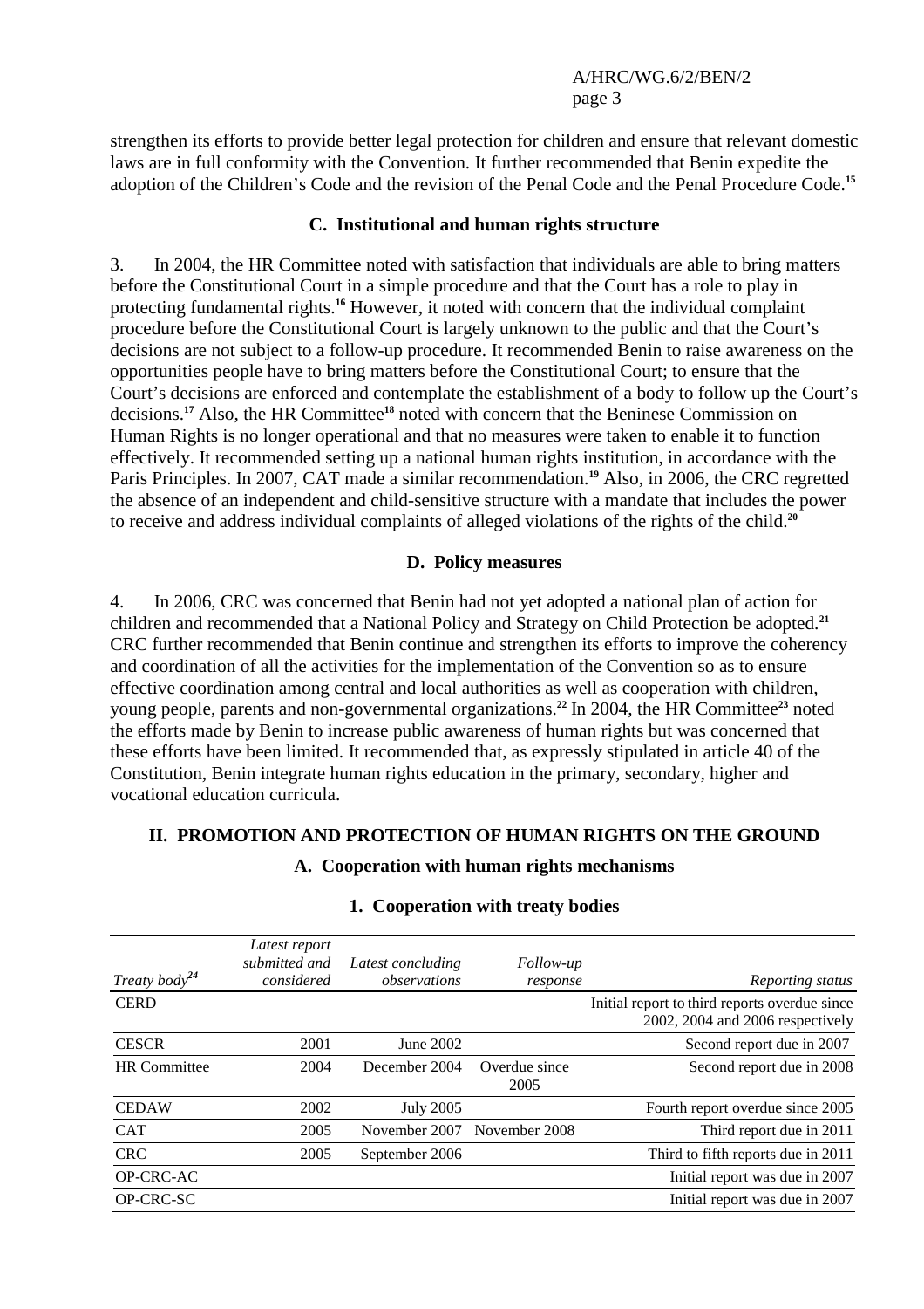strengthen its efforts to provide better legal protection for children and ensure that relevant domestic laws are in full conformity with the Convention. It further recommended that Benin expedite the adoption of the Children's Code and the revision of the Penal Code and the Penal Procedure Code.[15]

### C. Institutional and human rights structure

3. In 2004, the HR Committee noted with satisfaction that individuals are able to bring matters before the Constitutional Court in a simple procedure and that the Court has a role to play in protecting fundamental rights.[16] However, it noted with concern that the individual complaint procedure before the Constitutional Court is largely unknown to the public and that the Court's decisions are not subject to a follow-up procedure. It recommended Benin to raise awareness on the opportunities people have to bring matters before the Constitutional Court; to ensure that the Court's decisions are enforced and contemplate the establishment of a body to follow up the Court's decisions.[17] Also, the HR Committee[18] noted with concern that the Beninese Commission on Human Rights is no longer operational and that no measures were taken to enable it to function effectively. It recommended setting up a national human rights institution, in accordance with the Paris Principles. In 2007, CAT made a similar recommendation.[19] Also, in 2006, the CRC regretted the absence of an independent and child-sensitive structure with a mandate that includes the power to receive and address individual complaints of alleged violations of the rights of the child.[20]

### D. Policy measures

4. In 2006, CRC was concerned that Benin had not yet adopted a national plan of action for children and recommended that a National Policy and Strategy on Child Protection be adopted.[21] CRC further recommended that Benin continue and strengthen its efforts to improve the coherency and coordination of all the activities for the implementation of the Convention so as to ensure effective coordination among central and local authorities as well as cooperation with children, young people, parents and non-governmental organizations.[22] In 2004, the HR Committee[23] noted the efforts made by Benin to increase public awareness of human rights but was concerned that these efforts have been limited. It recommended that, as expressly stipulated in article 40 of the Constitution, Benin integrate human rights education in the primary, secondary, higher and vocational education curricula.

## II. PROMOTION AND PROTECTION OF HUMAN RIGHTS ON THE GROUND

### A. Cooperation with human rights mechanisms

#### 1. Cooperation with treaty bodies

| *Treaty body*[24] | *Latest report submitted and considered* | *Latest concluding observations* | *Follow-up response* | *Reporting status* |
|---|---|---|---|---|
| CERD | | | | Initial report to third reports overdue since 2002, 2004 and 2006 respectively |
| CESCR | 2001 | June 2002 | | Second report due in 2007 |
| HR Committee | 2004 | December 2004 | Overdue since 2005 | Second report due in 2008 |
| CEDAW | 2002 | July 2005 | | Fourth report overdue since 2005 |
| CAT | 2005 | November 2007 | November 2008 | Third report due in 2011 |
| CRC | 2005 | September 2006 | | Third to fifth reports due in 2011 |
| OP-CRC-AC | | | | Initial report was due in 2007 |
| OP-CRC-SC | | | | Initial report was due in 2007 |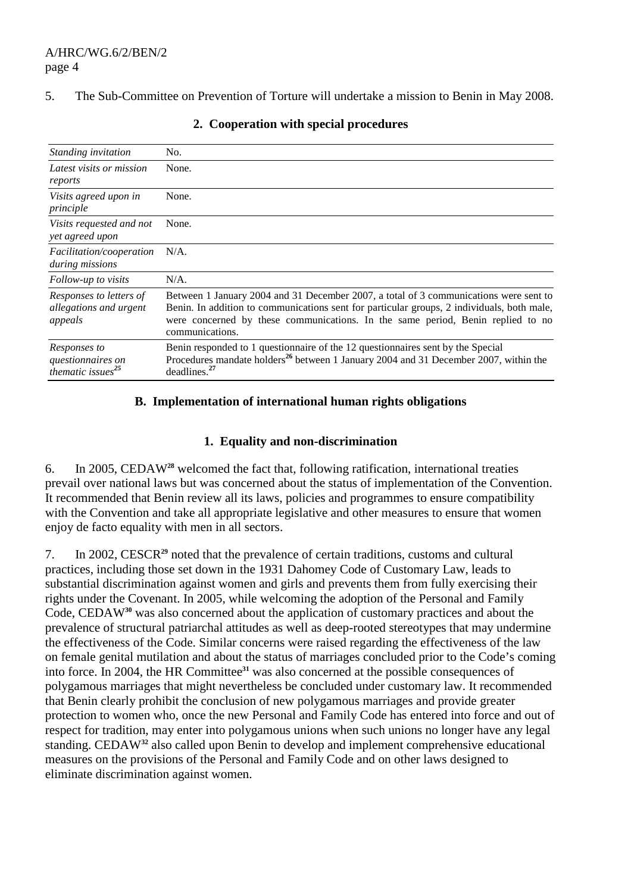5. The Sub-Committee on Prevention of Torture will undertake a mission to Benin in May 2008.

### 2. Cooperation with special procedures

| | |
|---|---|
| *Standing invitation* | No. |
| *Latest visits or mission reports* | None. |
| *Visits agreed upon in principle* | None. |
| *Visits requested and not yet agreed upon* | None. |
| *Facilitation/cooperation during missions* | N/A. |
| *Follow-up to visits* | N/A. |
| *Responses to letters of allegations and urgent appeals* | Between 1 January 2004 and 31 December 2007, a total of 3 communications were sent to Benin. In addition to communications sent for particular groups, 2 individuals, both male, were concerned by these communications. In the same period, Benin replied to no communications. |
| *Responses to questionnaires on thematic issues*[25] | Benin responded to 1 questionnaire of the 12 questionnaires sent by the Special Procedures mandate holders[26] between 1 January 2004 and 31 December 2007, within the deadlines.[27] |

## B. Implementation of international human rights obligations

### 1. Equality and non-discrimination

6. In 2005, CEDAW[28] welcomed the fact that, following ratification, international treaties prevail over national laws but was concerned about the status of implementation of the Convention. It recommended that Benin review all its laws, policies and programmes to ensure compatibility with the Convention and take all appropriate legislative and other measures to ensure that women enjoy de facto equality with men in all sectors.

7. In 2002, CESCR[29] noted that the prevalence of certain traditions, customs and cultural practices, including those set down in the 1931 Dahomey Code of Customary Law, leads to substantial discrimination against women and girls and prevents them from fully exercising their rights under the Covenant. In 2005, while welcoming the adoption of the Personal and Family Code, CEDAW[30] was also concerned about the application of customary practices and about the prevalence of structural patriarchal attitudes as well as deep-rooted stereotypes that may undermine the effectiveness of the Code. Similar concerns were raised regarding the effectiveness of the law on female genital mutilation and about the status of marriages concluded prior to the Code's coming into force. In 2004, the HR Committee[31] was also concerned at the possible consequences of polygamous marriages that might nevertheless be concluded under customary law. It recommended that Benin clearly prohibit the conclusion of new polygamous marriages and provide greater protection to women who, once the new Personal and Family Code has entered into force and out of respect for tradition, may enter into polygamous unions when such unions no longer have any legal standing. CEDAW[32] also called upon Benin to develop and implement comprehensive educational measures on the provisions of the Personal and Family Code and on other laws designed to eliminate discrimination against women.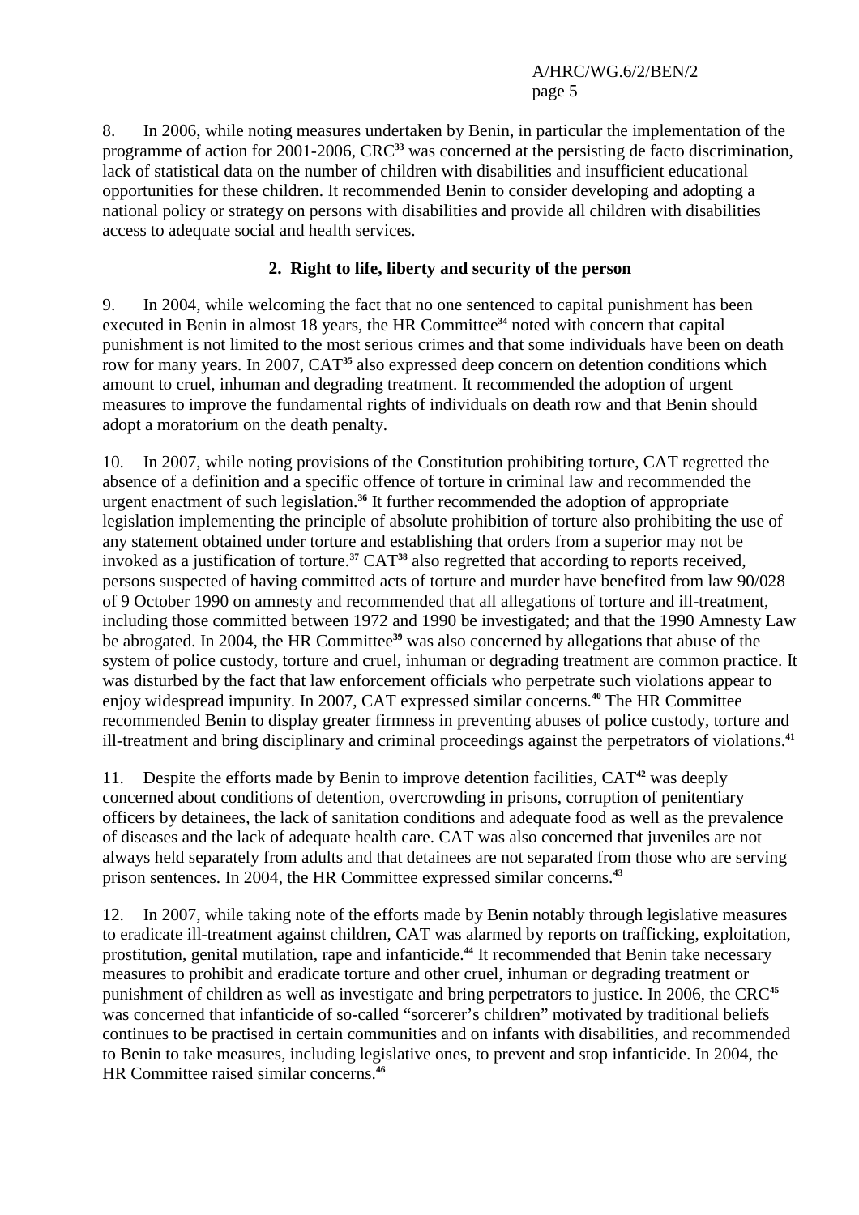8. In 2006, while noting measures undertaken by Benin, in particular the implementation of the programme of action for 2001-2006, CRC[33] was concerned at the persisting de facto discrimination, lack of statistical data on the number of children with disabilities and insufficient educational opportunities for these children. It recommended Benin to consider developing and adopting a national policy or strategy on persons with disabilities and provide all children with disabilities access to adequate social and health services.

### 2. Right to life, liberty and security of the person

9. In 2004, while welcoming the fact that no one sentenced to capital punishment has been executed in Benin in almost 18 years, the HR Committee[34] noted with concern that capital punishment is not limited to the most serious crimes and that some individuals have been on death row for many years. In 2007, CAT[35] also expressed deep concern on detention conditions which amount to cruel, inhuman and degrading treatment. It recommended the adoption of urgent measures to improve the fundamental rights of individuals on death row and that Benin should adopt a moratorium on the death penalty.

10. In 2007, while noting provisions of the Constitution prohibiting torture, CAT regretted the absence of a definition and a specific offence of torture in criminal law and recommended the urgent enactment of such legislation.[36] It further recommended the adoption of appropriate legislation implementing the principle of absolute prohibition of torture also prohibiting the use of any statement obtained under torture and establishing that orders from a superior may not be invoked as a justification of torture.[37] CAT[38] also regretted that according to reports received, persons suspected of having committed acts of torture and murder have benefited from law 90/028 of 9 October 1990 on amnesty and recommended that all allegations of torture and ill-treatment, including those committed between 1972 and 1990 be investigated; and that the 1990 Amnesty Law be abrogated. In 2004, the HR Committee[39] was also concerned by allegations that abuse of the system of police custody, torture and cruel, inhuman or degrading treatment are common practice. It was disturbed by the fact that law enforcement officials who perpetrate such violations appear to enjoy widespread impunity. In 2007, CAT expressed similar concerns.[40] The HR Committee recommended Benin to display greater firmness in preventing abuses of police custody, torture and ill-treatment and bring disciplinary and criminal proceedings against the perpetrators of violations.[41]

11. Despite the efforts made by Benin to improve detention facilities, CAT[42] was deeply concerned about conditions of detention, overcrowding in prisons, corruption of penitentiary officers by detainees, the lack of sanitation conditions and adequate food as well as the prevalence of diseases and the lack of adequate health care. CAT was also concerned that juveniles are not always held separately from adults and that detainees are not separated from those who are serving prison sentences. In 2004, the HR Committee expressed similar concerns.[43]

12. In 2007, while taking note of the efforts made by Benin notably through legislative measures to eradicate ill-treatment against children, CAT was alarmed by reports on trafficking, exploitation, prostitution, genital mutilation, rape and infanticide.[44] It recommended that Benin take necessary measures to prohibit and eradicate torture and other cruel, inhuman or degrading treatment or punishment of children as well as investigate and bring perpetrators to justice. In 2006, the CRC[45] was concerned that infanticide of so-called "sorcerer's children" motivated by traditional beliefs continues to be practised in certain communities and on infants with disabilities, and recommended to Benin to take measures, including legislative ones, to prevent and stop infanticide. In 2004, the HR Committee raised similar concerns.[46]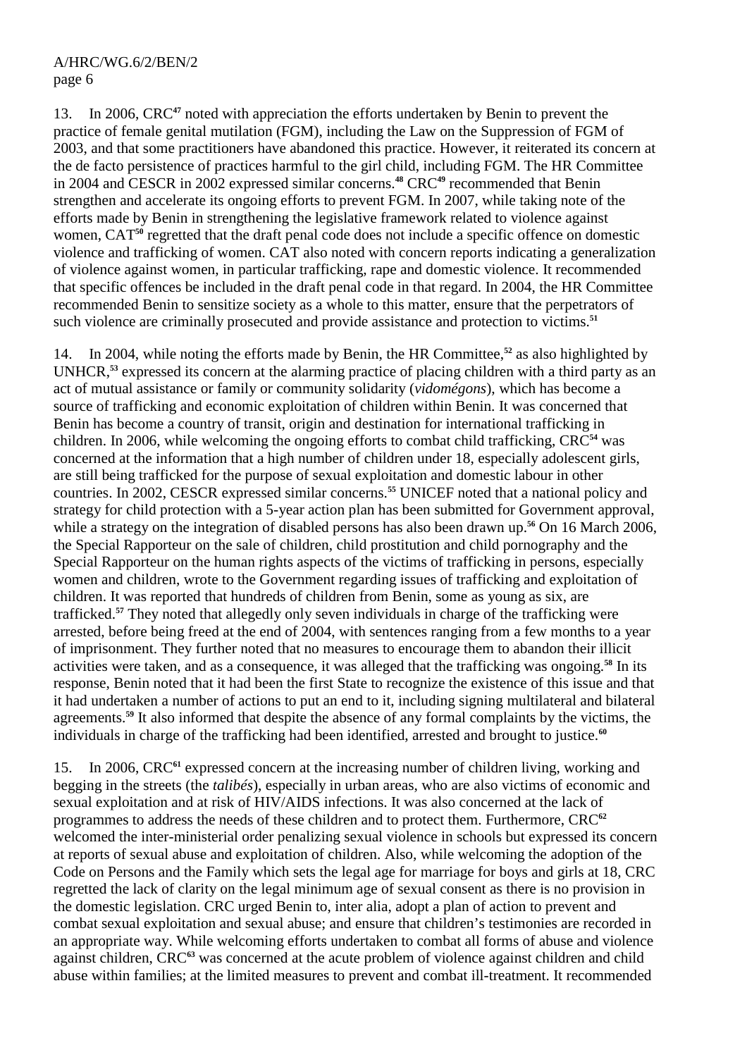13. In 2006, CRC[47] noted with appreciation the efforts undertaken by Benin to prevent the practice of female genital mutilation (FGM), including the Law on the Suppression of FGM of 2003, and that some practitioners have abandoned this practice. However, it reiterated its concern at the de facto persistence of practices harmful to the girl child, including FGM. The HR Committee in 2004 and CESCR in 2002 expressed similar concerns.[48] CRC[49] recommended that Benin strengthen and accelerate its ongoing efforts to prevent FGM. In 2007, while taking note of the efforts made by Benin in strengthening the legislative framework related to violence against women, CAT[50] regretted that the draft penal code does not include a specific offence on domestic violence and trafficking of women. CAT also noted with concern reports indicating a generalization of violence against women, in particular trafficking, rape and domestic violence. It recommended that specific offences be included in the draft penal code in that regard. In 2004, the HR Committee recommended Benin to sensitize society as a whole to this matter, ensure that the perpetrators of such violence are criminally prosecuted and provide assistance and protection to victims.[51]

14. In 2004, while noting the efforts made by Benin, the HR Committee,[52] as also highlighted by UNHCR,[53] expressed its concern at the alarming practice of placing children with a third party as an act of mutual assistance or family or community solidarity (*vidomégons*), which has become a source of trafficking and economic exploitation of children within Benin. It was concerned that Benin has become a country of transit, origin and destination for international trafficking in children. In 2006, while welcoming the ongoing efforts to combat child trafficking, CRC[54] was concerned at the information that a high number of children under 18, especially adolescent girls, are still being trafficked for the purpose of sexual exploitation and domestic labour in other countries. In 2002, CESCR expressed similar concerns.[55] UNICEF noted that a national policy and strategy for child protection with a 5-year action plan has been submitted for Government approval, while a strategy on the integration of disabled persons has also been drawn up.[56] On 16 March 2006, the Special Rapporteur on the sale of children, child prostitution and child pornography and the Special Rapporteur on the human rights aspects of the victims of trafficking in persons, especially women and children, wrote to the Government regarding issues of trafficking and exploitation of children. It was reported that hundreds of children from Benin, some as young as six, are trafficked.[57] They noted that allegedly only seven individuals in charge of the trafficking were arrested, before being freed at the end of 2004, with sentences ranging from a few months to a year of imprisonment. They further noted that no measures to encourage them to abandon their illicit activities were taken, and as a consequence, it was alleged that the trafficking was ongoing.[58] In its response, Benin noted that it had been the first State to recognize the existence of this issue and that it had undertaken a number of actions to put an end to it, including signing multilateral and bilateral agreements.[59] It also informed that despite the absence of any formal complaints by the victims, the individuals in charge of the trafficking had been identified, arrested and brought to justice.[60]

15. In 2006, CRC[61] expressed concern at the increasing number of children living, working and begging in the streets (the *talibés*), especially in urban areas, who are also victims of economic and sexual exploitation and at risk of HIV/AIDS infections. It was also concerned at the lack of programmes to address the needs of these children and to protect them. Furthermore, CRC[62] welcomed the inter-ministerial order penalizing sexual violence in schools but expressed its concern at reports of sexual abuse and exploitation of children. Also, while welcoming the adoption of the Code on Persons and the Family which sets the legal age for marriage for boys and girls at 18, CRC regretted the lack of clarity on the legal minimum age of sexual consent as there is no provision in the domestic legislation. CRC urged Benin to, inter alia, adopt a plan of action to prevent and combat sexual exploitation and sexual abuse; and ensure that children's testimonies are recorded in an appropriate way. While welcoming efforts undertaken to combat all forms of abuse and violence against children, CRC[63] was concerned at the acute problem of violence against children and child abuse within families; at the limited measures to prevent and combat ill-treatment. It recommended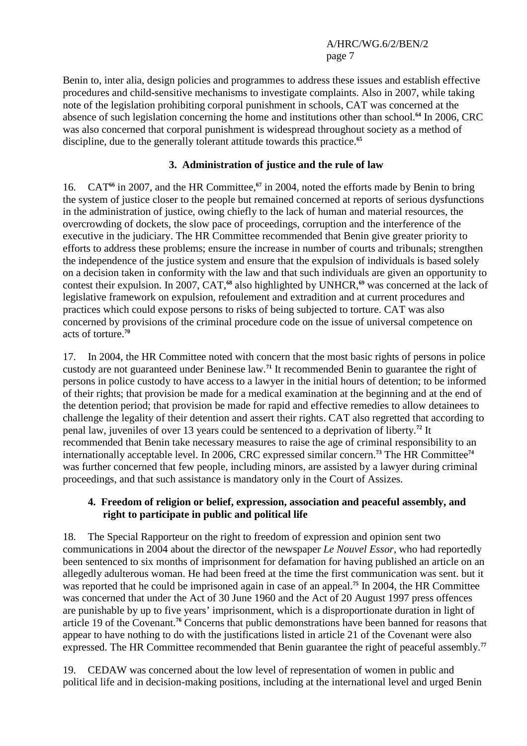Benin to, inter alia, design policies and programmes to address these issues and establish effective procedures and child-sensitive mechanisms to investigate complaints. Also in 2007, while taking note of the legislation prohibiting corporal punishment in schools, CAT was concerned at the absence of such legislation concerning the home and institutions other than school.[64] In 2006, CRC was also concerned that corporal punishment is widespread throughout society as a method of discipline, due to the generally tolerant attitude towards this practice.[65]

### 3. Administration of justice and the rule of law

16. CAT[66] in 2007, and the HR Committee,[67] in 2004, noted the efforts made by Benin to bring the system of justice closer to the people but remained concerned at reports of serious dysfunctions in the administration of justice, owing chiefly to the lack of human and material resources, the overcrowding of dockets, the slow pace of proceedings, corruption and the interference of the executive in the judiciary. The HR Committee recommended that Benin give greater priority to efforts to address these problems; ensure the increase in number of courts and tribunals; strengthen the independence of the justice system and ensure that the expulsion of individuals is based solely on a decision taken in conformity with the law and that such individuals are given an opportunity to contest their expulsion. In 2007, CAT,[68] also highlighted by UNHCR,[69] was concerned at the lack of legislative framework on expulsion, refoulement and extradition and at current procedures and practices which could expose persons to risks of being subjected to torture. CAT was also concerned by provisions of the criminal procedure code on the issue of universal competence on acts of torture.[70]

17. In 2004, the HR Committee noted with concern that the most basic rights of persons in police custody are not guaranteed under Beninese law.[71] It recommended Benin to guarantee the right of persons in police custody to have access to a lawyer in the initial hours of detention; to be informed of their rights; that provision be made for a medical examination at the beginning and at the end of the detention period; that provision be made for rapid and effective remedies to allow detainees to challenge the legality of their detention and assert their rights. CAT also regretted that according to penal law, juveniles of over 13 years could be sentenced to a deprivation of liberty.[72] It recommended that Benin take necessary measures to raise the age of criminal responsibility to an internationally acceptable level. In 2006, CRC expressed similar concern.[73] The HR Committee[74] was further concerned that few people, including minors, are assisted by a lawyer during criminal proceedings, and that such assistance is mandatory only in the Court of Assizes.

### 4. Freedom of religion or belief, expression, association and peaceful assembly, and right to participate in public and political life

18. The Special Rapporteur on the right to freedom of expression and opinion sent two communications in 2004 about the director of the newspaper *Le Nouvel Essor*, who had reportedly been sentenced to six months of imprisonment for defamation for having published an article on an allegedly adulterous woman. He had been freed at the time the first communication was sent. but it was reported that he could be imprisoned again in case of an appeal.[75] In 2004, the HR Committee was concerned that under the Act of 30 June 1960 and the Act of 20 August 1997 press offences are punishable by up to five years' imprisonment, which is a disproportionate duration in light of article 19 of the Covenant.[76] Concerns that public demonstrations have been banned for reasons that appear to have nothing to do with the justifications listed in article 21 of the Covenant were also expressed. The HR Committee recommended that Benin guarantee the right of peaceful assembly.[77]

19. CEDAW was concerned about the low level of representation of women in public and political life and in decision-making positions, including at the international level and urged Benin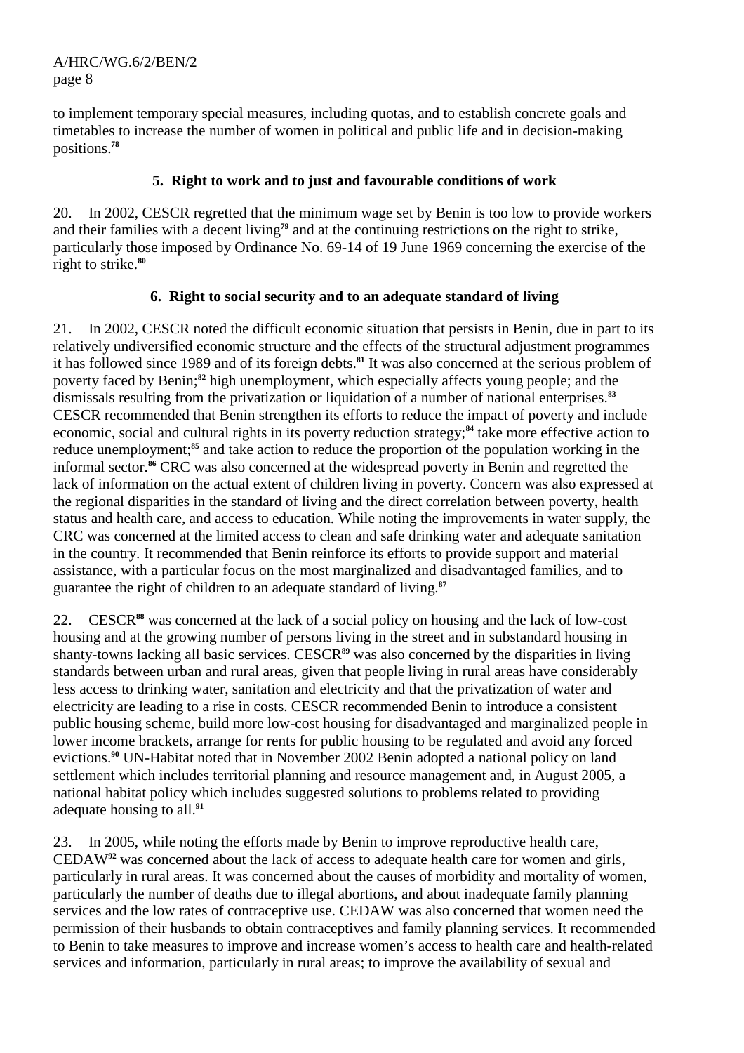to implement temporary special measures, including quotas, and to establish concrete goals and timetables to increase the number of women in political and public life and in decision-making positions.[78]

### 5. Right to work and to just and favourable conditions of work

20. In 2002, CESCR regretted that the minimum wage set by Benin is too low to provide workers and their families with a decent living[79] and at the continuing restrictions on the right to strike, particularly those imposed by Ordinance No. 69-14 of 19 June 1969 concerning the exercise of the right to strike.[80]

### 6. Right to social security and to an adequate standard of living

21. In 2002, CESCR noted the difficult economic situation that persists in Benin, due in part to its relatively undiversified economic structure and the effects of the structural adjustment programmes it has followed since 1989 and of its foreign debts.[81] It was also concerned at the serious problem of poverty faced by Benin;[82] high unemployment, which especially affects young people; and the dismissals resulting from the privatization or liquidation of a number of national enterprises.[83] CESCR recommended that Benin strengthen its efforts to reduce the impact of poverty and include economic, social and cultural rights in its poverty reduction strategy;[84] take more effective action to reduce unemployment;[85] and take action to reduce the proportion of the population working in the informal sector.[86] CRC was also concerned at the widespread poverty in Benin and regretted the lack of information on the actual extent of children living in poverty. Concern was also expressed at the regional disparities in the standard of living and the direct correlation between poverty, health status and health care, and access to education. While noting the improvements in water supply, the CRC was concerned at the limited access to clean and safe drinking water and adequate sanitation in the country. It recommended that Benin reinforce its efforts to provide support and material assistance, with a particular focus on the most marginalized and disadvantaged families, and to guarantee the right of children to an adequate standard of living.[87]

22. CESCR[88] was concerned at the lack of a social policy on housing and the lack of low-cost housing and at the growing number of persons living in the street and in substandard housing in shanty-towns lacking all basic services. CESCR[89] was also concerned by the disparities in living standards between urban and rural areas, given that people living in rural areas have considerably less access to drinking water, sanitation and electricity and that the privatization of water and electricity are leading to a rise in costs. CESCR recommended Benin to introduce a consistent public housing scheme, build more low-cost housing for disadvantaged and marginalized people in lower income brackets, arrange for rents for public housing to be regulated and avoid any forced evictions.[90] UN-Habitat noted that in November 2002 Benin adopted a national policy on land settlement which includes territorial planning and resource management and, in August 2005, a national habitat policy which includes suggested solutions to problems related to providing adequate housing to all.[91]

23. In 2005, while noting the efforts made by Benin to improve reproductive health care, CEDAW[92] was concerned about the lack of access to adequate health care for women and girls, particularly in rural areas. It was concerned about the causes of morbidity and mortality of women, particularly the number of deaths due to illegal abortions, and about inadequate family planning services and the low rates of contraceptive use. CEDAW was also concerned that women need the permission of their husbands to obtain contraceptives and family planning services. It recommended to Benin to take measures to improve and increase women's access to health care and health-related services and information, particularly in rural areas; to improve the availability of sexual and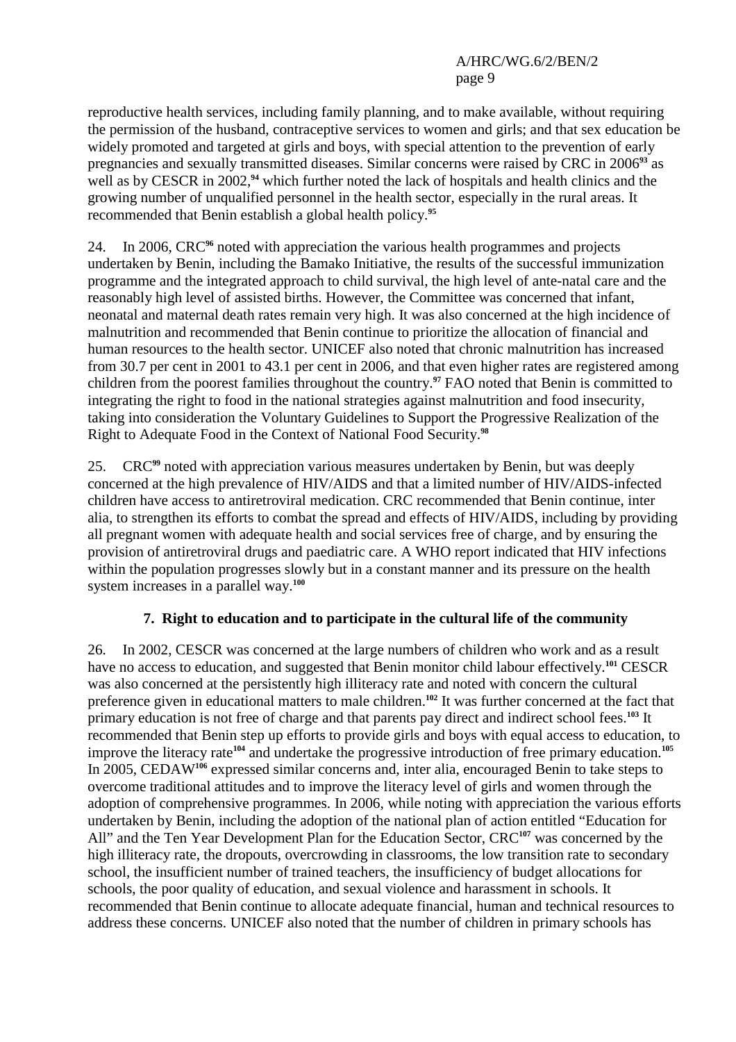reproductive health services, including family planning, and to make available, without requiring the permission of the husband, contraceptive services to women and girls; and that sex education be widely promoted and targeted at girls and boys, with special attention to the prevention of early pregnancies and sexually transmitted diseases. Similar concerns were raised by CRC in 2006[93] as well as by CESCR in 2002,[94] which further noted the lack of hospitals and health clinics and the growing number of unqualified personnel in the health sector, especially in the rural areas. It recommended that Benin establish a global health policy.[95]

24. In 2006, CRC[96] noted with appreciation the various health programmes and projects undertaken by Benin, including the Bamako Initiative, the results of the successful immunization programme and the integrated approach to child survival, the high level of ante-natal care and the reasonably high level of assisted births. However, the Committee was concerned that infant, neonatal and maternal death rates remain very high. It was also concerned at the high incidence of malnutrition and recommended that Benin continue to prioritize the allocation of financial and human resources to the health sector. UNICEF also noted that chronic malnutrition has increased from 30.7 per cent in 2001 to 43.1 per cent in 2006, and that even higher rates are registered among children from the poorest families throughout the country.[97] FAO noted that Benin is committed to integrating the right to food in the national strategies against malnutrition and food insecurity, taking into consideration the Voluntary Guidelines to Support the Progressive Realization of the Right to Adequate Food in the Context of National Food Security.[98]

25. CRC[99] noted with appreciation various measures undertaken by Benin, but was deeply concerned at the high prevalence of HIV/AIDS and that a limited number of HIV/AIDS-infected children have access to antiretroviral medication. CRC recommended that Benin continue, inter alia, to strengthen its efforts to combat the spread and effects of HIV/AIDS, including by providing all pregnant women with adequate health and social services free of charge, and by ensuring the provision of antiretroviral drugs and paediatric care. A WHO report indicated that HIV infections within the population progresses slowly but in a constant manner and its pressure on the health system increases in a parallel way.[100]

### 7. Right to education and to participate in the cultural life of the community

26. In 2002, CESCR was concerned at the large numbers of children who work and as a result have no access to education, and suggested that Benin monitor child labour effectively.[101] CESCR was also concerned at the persistently high illiteracy rate and noted with concern the cultural preference given in educational matters to male children.[102] It was further concerned at the fact that primary education is not free of charge and that parents pay direct and indirect school fees.[103] It recommended that Benin step up efforts to provide girls and boys with equal access to education, to improve the literacy rate[104] and undertake the progressive introduction of free primary education.[105] In 2005, CEDAW[106] expressed similar concerns and, inter alia, encouraged Benin to take steps to overcome traditional attitudes and to improve the literacy level of girls and women through the adoption of comprehensive programmes. In 2006, while noting with appreciation the various efforts undertaken by Benin, including the adoption of the national plan of action entitled "Education for All" and the Ten Year Development Plan for the Education Sector, CRC[107] was concerned by the high illiteracy rate, the dropouts, overcrowding in classrooms, the low transition rate to secondary school, the insufficient number of trained teachers, the insufficiency of budget allocations for schools, the poor quality of education, and sexual violence and harassment in schools. It recommended that Benin continue to allocate adequate financial, human and technical resources to address these concerns. UNICEF also noted that the number of children in primary schools has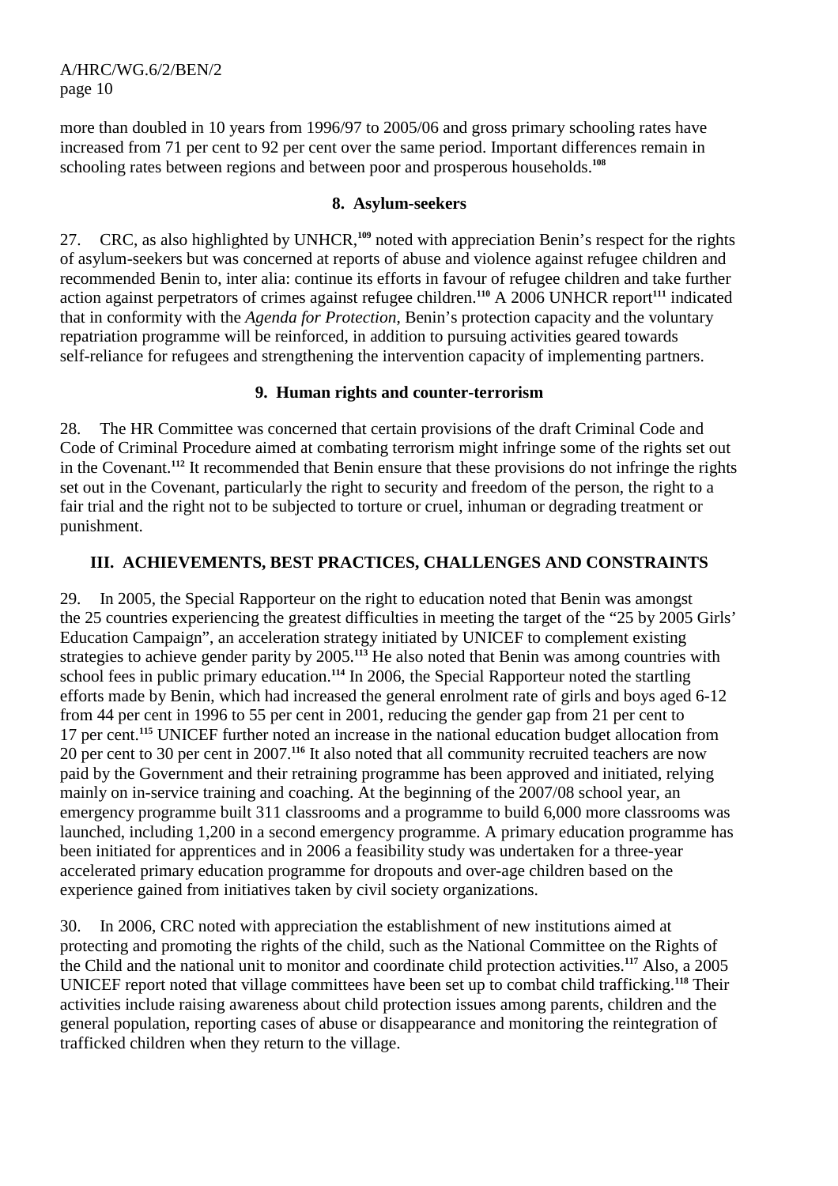more than doubled in 10 years from 1996/97 to 2005/06 and gross primary schooling rates have increased from 71 per cent to 92 per cent over the same period. Important differences remain in schooling rates between regions and between poor and prosperous households.[108]

### 8. Asylum-seekers

27. CRC, as also highlighted by UNHCR,[109] noted with appreciation Benin's respect for the rights of asylum-seekers but was concerned at reports of abuse and violence against refugee children and recommended Benin to, inter alia: continue its efforts in favour of refugee children and take further action against perpetrators of crimes against refugee children.[110] A 2006 UNHCR report[111] indicated that in conformity with the *Agenda for Protection*, Benin's protection capacity and the voluntary repatriation programme will be reinforced, in addition to pursuing activities geared towards self-reliance for refugees and strengthening the intervention capacity of implementing partners.

### 9. Human rights and counter-terrorism

28. The HR Committee was concerned that certain provisions of the draft Criminal Code and Code of Criminal Procedure aimed at combating terrorism might infringe some of the rights set out in the Covenant.[112] It recommended that Benin ensure that these provisions do not infringe the rights set out in the Covenant, particularly the right to security and freedom of the person, the right to a fair trial and the right not to be subjected to torture or cruel, inhuman or degrading treatment or punishment.

## III. ACHIEVEMENTS, BEST PRACTICES, CHALLENGES AND CONSTRAINTS

29. In 2005, the Special Rapporteur on the right to education noted that Benin was amongst the 25 countries experiencing the greatest difficulties in meeting the target of the "25 by 2005 Girls' Education Campaign", an acceleration strategy initiated by UNICEF to complement existing strategies to achieve gender parity by 2005.[113] He also noted that Benin was among countries with school fees in public primary education.[114] In 2006, the Special Rapporteur noted the startling efforts made by Benin, which had increased the general enrolment rate of girls and boys aged 6-12 from 44 per cent in 1996 to 55 per cent in 2001, reducing the gender gap from 21 per cent to 17 per cent.[115] UNICEF further noted an increase in the national education budget allocation from 20 per cent to 30 per cent in 2007.[116] It also noted that all community recruited teachers are now paid by the Government and their retraining programme has been approved and initiated, relying mainly on in-service training and coaching. At the beginning of the 2007/08 school year, an emergency programme built 311 classrooms and a programme to build 6,000 more classrooms was launched, including 1,200 in a second emergency programme. A primary education programme has been initiated for apprentices and in 2006 a feasibility study was undertaken for a three-year accelerated primary education programme for dropouts and over-age children based on the experience gained from initiatives taken by civil society organizations.

30. In 2006, CRC noted with appreciation the establishment of new institutions aimed at protecting and promoting the rights of the child, such as the National Committee on the Rights of the Child and the national unit to monitor and coordinate child protection activities.[117] Also, a 2005 UNICEF report noted that village committees have been set up to combat child trafficking.[118] Their activities include raising awareness about child protection issues among parents, children and the general population, reporting cases of abuse or disappearance and monitoring the reintegration of trafficked children when they return to the village.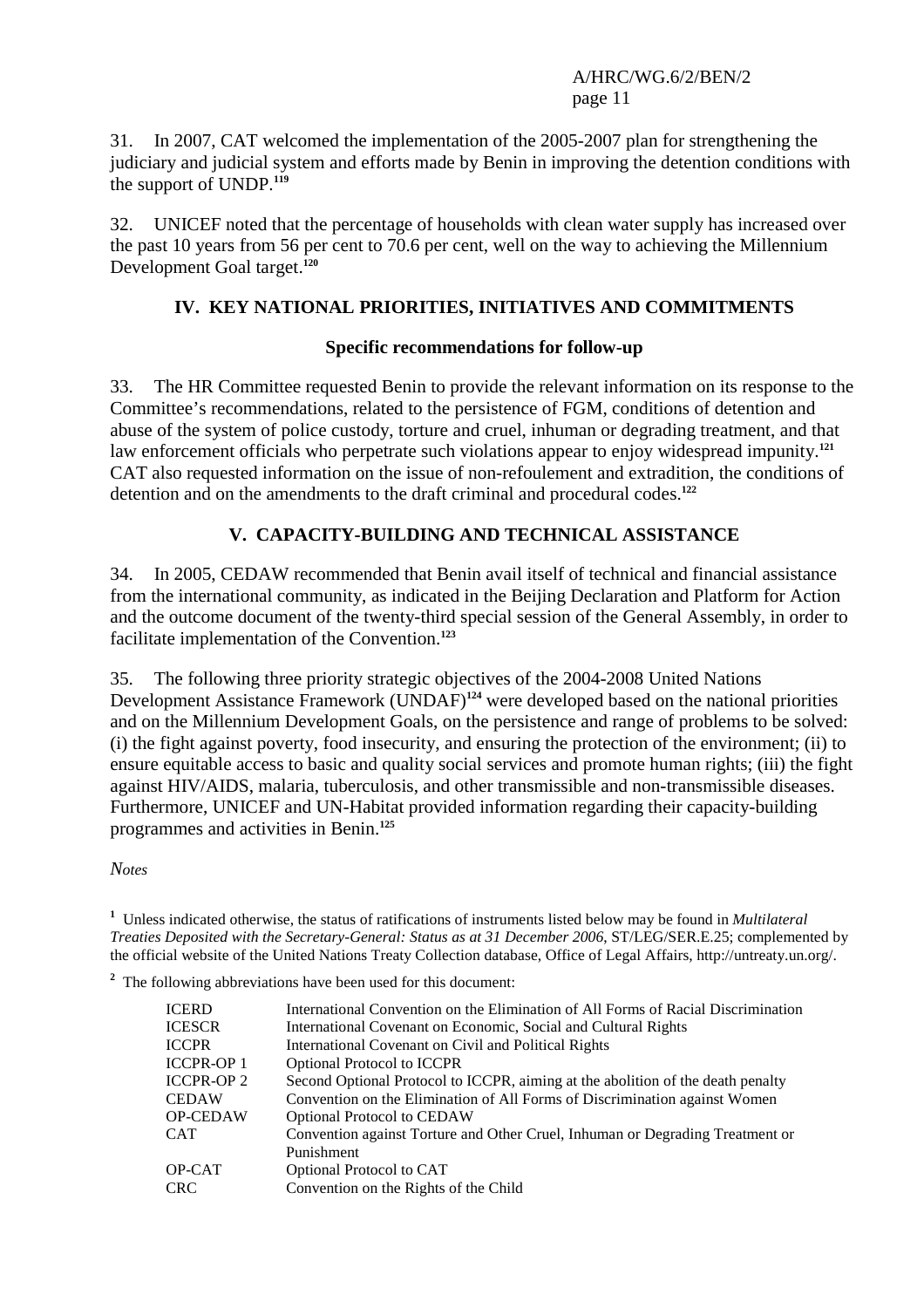31. In 2007, CAT welcomed the implementation of the 2005-2007 plan for strengthening the judiciary and judicial system and efforts made by Benin in improving the detention conditions with the support of UNDP.[119]

32. UNICEF noted that the percentage of households with clean water supply has increased over the past 10 years from 56 per cent to 70.6 per cent, well on the way to achieving the Millennium Development Goal target.[120]

## IV. KEY NATIONAL PRIORITIES, INITIATIVES AND COMMITMENTS

### Specific recommendations for follow-up

33. The HR Committee requested Benin to provide the relevant information on its response to the Committee's recommendations, related to the persistence of FGM, conditions of detention and abuse of the system of police custody, torture and cruel, inhuman or degrading treatment, and that law enforcement officials who perpetrate such violations appear to enjoy widespread impunity.[121] CAT also requested information on the issue of non-refoulement and extradition, the conditions of detention and on the amendments to the draft criminal and procedural codes.[122]

## V. CAPACITY-BUILDING AND TECHNICAL ASSISTANCE

34. In 2005, CEDAW recommended that Benin avail itself of technical and financial assistance from the international community, as indicated in the Beijing Declaration and Platform for Action and the outcome document of the twenty-third special session of the General Assembly, in order to facilitate implementation of the Convention.[123]

35. The following three priority strategic objectives of the 2004-2008 United Nations Development Assistance Framework (UNDAF)[124] were developed based on the national priorities and on the Millennium Development Goals, on the persistence and range of problems to be solved: (i) the fight against poverty, food insecurity, and ensuring the protection of the environment; (ii) to ensure equitable access to basic and quality social services and promote human rights; (iii) the fight against HIV/AIDS, malaria, tuberculosis, and other transmissible and non-transmissible diseases. Furthermore, UNICEF and UN-Habitat provided information regarding their capacity-building programmes and activities in Benin.[125]

*Notes*

[1] Unless indicated otherwise, the status of ratifications of instruments listed below may be found in *Multilateral Treaties Deposited with the Secretary-General: Status as at 31 December 2006*, ST/LEG/SER.E.25; complemented by the official website of the United Nations Treaty Collection database, Office of Legal Affairs, http://untreaty.un.org/.

[2] The following abbreviations have been used for this document:

| | |
|---|---|
| ICERD | International Convention on the Elimination of All Forms of Racial Discrimination |
| ICESCR | International Covenant on Economic, Social and Cultural Rights |
| ICCPR | International Covenant on Civil and Political Rights |
| ICCPR-OP 1 | Optional Protocol to ICCPR |
| ICCPR-OP 2 | Second Optional Protocol to ICCPR, aiming at the abolition of the death penalty |
| CEDAW | Convention on the Elimination of All Forms of Discrimination against Women |
| OP-CEDAW | Optional Protocol to CEDAW |
| CAT | Convention against Torture and Other Cruel, Inhuman or Degrading Treatment or Punishment |
| OP-CAT | Optional Protocol to CAT |
| CRC | Convention on the Rights of the Child |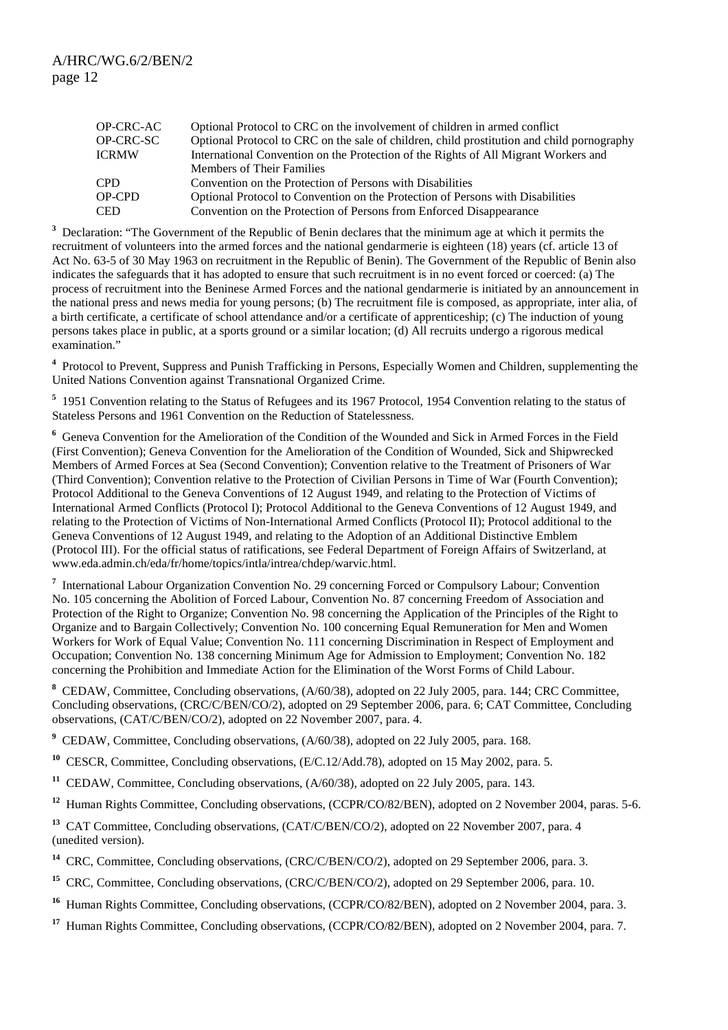| | |
|---|---|
| OP-CRC-AC | Optional Protocol to CRC on the involvement of children in armed conflict |
| OP-CRC-SC | Optional Protocol to CRC on the sale of children, child prostitution and child pornography |
| ICRMW | International Convention on the Protection of the Rights of All Migrant Workers and Members of Their Families |
| CPD | Convention on the Protection of Persons with Disabilities |
| OP-CPD | Optional Protocol to Convention on the Protection of Persons with Disabilities |
| CED | Convention on the Protection of Persons from Enforced Disappearance |

[3] Declaration: "The Government of the Republic of Benin declares that the minimum age at which it permits the recruitment of volunteers into the armed forces and the national gendarmerie is eighteen (18) years (cf. article 13 of Act No. 63-5 of 30 May 1963 on recruitment in the Republic of Benin). The Government of the Republic of Benin also indicates the safeguards that it has adopted to ensure that such recruitment is in no event forced or coerced: (a) The process of recruitment into the Beninese Armed Forces and the national gendarmerie is initiated by an announcement in the national press and news media for young persons; (b) The recruitment file is composed, as appropriate, inter alia, of a birth certificate, a certificate of school attendance and/or a certificate of apprenticeship; (c) The induction of young persons takes place in public, at a sports ground or a similar location; (d) All recruits undergo a rigorous medical examination."

[4] Protocol to Prevent, Suppress and Punish Trafficking in Persons, Especially Women and Children, supplementing the United Nations Convention against Transnational Organized Crime.

[5] 1951 Convention relating to the Status of Refugees and its 1967 Protocol, 1954 Convention relating to the status of Stateless Persons and 1961 Convention on the Reduction of Statelessness.

[6] Geneva Convention for the Amelioration of the Condition of the Wounded and Sick in Armed Forces in the Field (First Convention); Geneva Convention for the Amelioration of the Condition of Wounded, Sick and Shipwrecked Members of Armed Forces at Sea (Second Convention); Convention relative to the Treatment of Prisoners of War (Third Convention); Convention relative to the Protection of Civilian Persons in Time of War (Fourth Convention); Protocol Additional to the Geneva Conventions of 12 August 1949, and relating to the Protection of Victims of International Armed Conflicts (Protocol I); Protocol Additional to the Geneva Conventions of 12 August 1949, and relating to the Protection of Victims of Non-International Armed Conflicts (Protocol II); Protocol additional to the Geneva Conventions of 12 August 1949, and relating to the Adoption of an Additional Distinctive Emblem (Protocol III). For the official status of ratifications, see Federal Department of Foreign Affairs of Switzerland, at www.eda.admin.ch/eda/fr/home/topics/intla/intrea/chdep/warvic.html.

[7] International Labour Organization Convention No. 29 concerning Forced or Compulsory Labour; Convention No. 105 concerning the Abolition of Forced Labour, Convention No. 87 concerning Freedom of Association and Protection of the Right to Organize; Convention No. 98 concerning the Application of the Principles of the Right to Organize and to Bargain Collectively; Convention No. 100 concerning Equal Remuneration for Men and Women Workers for Work of Equal Value; Convention No. 111 concerning Discrimination in Respect of Employment and Occupation; Convention No. 138 concerning Minimum Age for Admission to Employment; Convention No. 182 concerning the Prohibition and Immediate Action for the Elimination of the Worst Forms of Child Labour.

[8] CEDAW, Committee, Concluding observations, (A/60/38), adopted on 22 July 2005, para. 144; CRC Committee, Concluding observations, (CRC/C/BEN/CO/2), adopted on 29 September 2006, para. 6; CAT Committee, Concluding observations, (CAT/C/BEN/CO/2), adopted on 22 November 2007, para. 4.

[9] CEDAW, Committee, Concluding observations, (A/60/38), adopted on 22 July 2005, para. 168.

[10] CESCR, Committee, Concluding observations, (E/C.12/Add.78), adopted on 15 May 2002, para. 5.

[11] CEDAW, Committee, Concluding observations, (A/60/38), adopted on 22 July 2005, para. 143.

[12] Human Rights Committee, Concluding observations, (CCPR/CO/82/BEN), adopted on 2 November 2004, paras. 5-6.

[13] CAT Committee, Concluding observations, (CAT/C/BEN/CO/2), adopted on 22 November 2007, para. 4 (unedited version).

[14] CRC, Committee, Concluding observations, (CRC/C/BEN/CO/2), adopted on 29 September 2006, para. 3.

[15] CRC, Committee, Concluding observations, (CRC/C/BEN/CO/2), adopted on 29 September 2006, para. 10.

[16] Human Rights Committee, Concluding observations, (CCPR/CO/82/BEN), adopted on 2 November 2004, para. 3.

[17] Human Rights Committee, Concluding observations, (CCPR/CO/82/BEN), adopted on 2 November 2004, para. 7.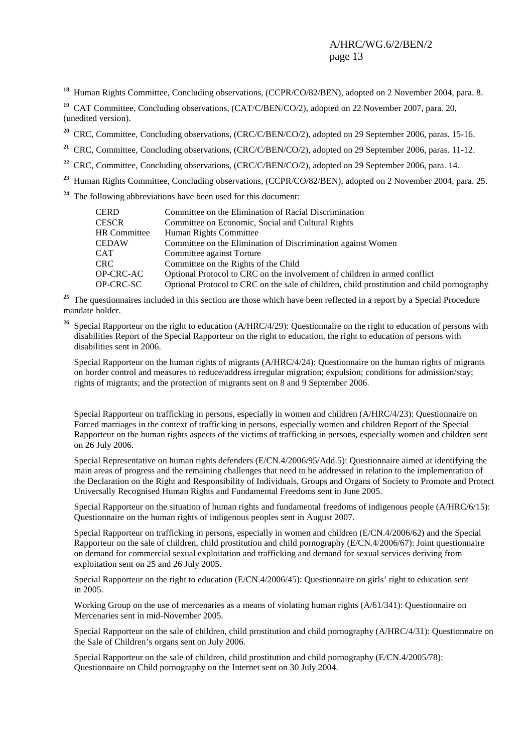[18] Human Rights Committee, Concluding observations, (CCPR/CO/82/BEN), adopted on 2 November 2004, para. 8.

[19] CAT Committee, Concluding observations, (CAT/C/BEN/CO/2), adopted on 22 November 2007, para. 20, (unedited version).

[20] CRC, Committee, Concluding observations, (CRC/C/BEN/CO/2), adopted on 29 September 2006, paras. 15-16.

[21] CRC, Committee, Concluding observations, (CRC/C/BEN/CO/2), adopted on 29 September 2006, paras. 11-12.

[22] CRC, Committee, Concluding observations, (CRC/C/BEN/CO/2), adopted on 29 September 2006, para. 14.

[23] Human Rights Committee, Concluding observations, (CCPR/CO/82/BEN), adopted on 2 November 2004, para. 25.

[24] The following abbreviations have been used for this document:

| | |
|---|---|
| CERD | Committee on the Elimination of Racial Discrimination |
| CESCR | Committee on Economic, Social and Cultural Rights |
| HR Committee | Human Rights Committee |
| CEDAW | Committee on the Elimination of Discrimination against Women |
| CAT | Committee against Torture |
| CRC | Committee on the Rights of the Child |
| OP-CRC-AC | Optional Protocol to CRC on the involvement of children in armed conflict |
| OP-CRC-SC | Optional Protocol to CRC on the sale of children, child prostitution and child pornography |

[25] The questionnaires included in this section are those which have been reflected in a report by a Special Procedure mandate holder.

[26] Special Rapporteur on the right to education (A/HRC/4/29): Questionnaire on the right to education of persons with disabilities Report of the Special Rapporteur on the right to education, the right to education of persons with disabilities sent in 2006.

Special Rapporteur on the human rights of migrants (A/HRC/4/24): Questionnaire on the human rights of migrants on border control and measures to reduce/address irregular migration; expulsion; conditions for admission/stay; rights of migrants; and the protection of migrants sent on 8 and 9 September 2006.

Special Rapporteur on trafficking in persons, especially in women and children (A/HRC/4/23): Questionnaire on Forced marriages in the context of trafficking in persons, especially women and children Report of the Special Rapporteur on the human rights aspects of the victims of trafficking in persons, especially women and children sent on 26 July 2006.

Special Representative on human rights defenders (E/CN.4/2006/95/Add.5): Questionnaire aimed at identifying the main areas of progress and the remaining challenges that need to be addressed in relation to the implementation of the Declaration on the Right and Responsibility of Individuals, Groups and Organs of Society to Promote and Protect Universally Recognised Human Rights and Fundamental Freedoms sent in June 2005.

Special Rapporteur on the situation of human rights and fundamental freedoms of indigenous people (A/HRC/6/15): Questionnaire on the human rights of indigenous peoples sent in August 2007.

Special Rapporteur on trafficking in persons, especially in women and children (E/CN.4/2006/62) and the Special Rapporteur on the sale of children, child prostitution and child pornography (E/CN.4/2006/67): Joint questionnaire on demand for commercial sexual exploitation and trafficking and demand for sexual services deriving from exploitation sent on 25 and 26 July 2005.

Special Rapporteur on the right to education (E/CN.4/2006/45): Questionnaire on girls' right to education sent in 2005.

Working Group on the use of mercenaries as a means of violating human rights (A/61/341): Questionnaire on Mercenaries sent in mid-November 2005.

Special Rapporteur on the sale of children, child prostitution and child pornography (A/HRC/4/31): Questionnaire on the Sale of Children's organs sent on July 2006.

Special Rapporteur on the sale of children, child prostitution and child pornography (E/CN.4/2005/78): Questionnaire on Child pornography on the Internet sent on 30 July 2004.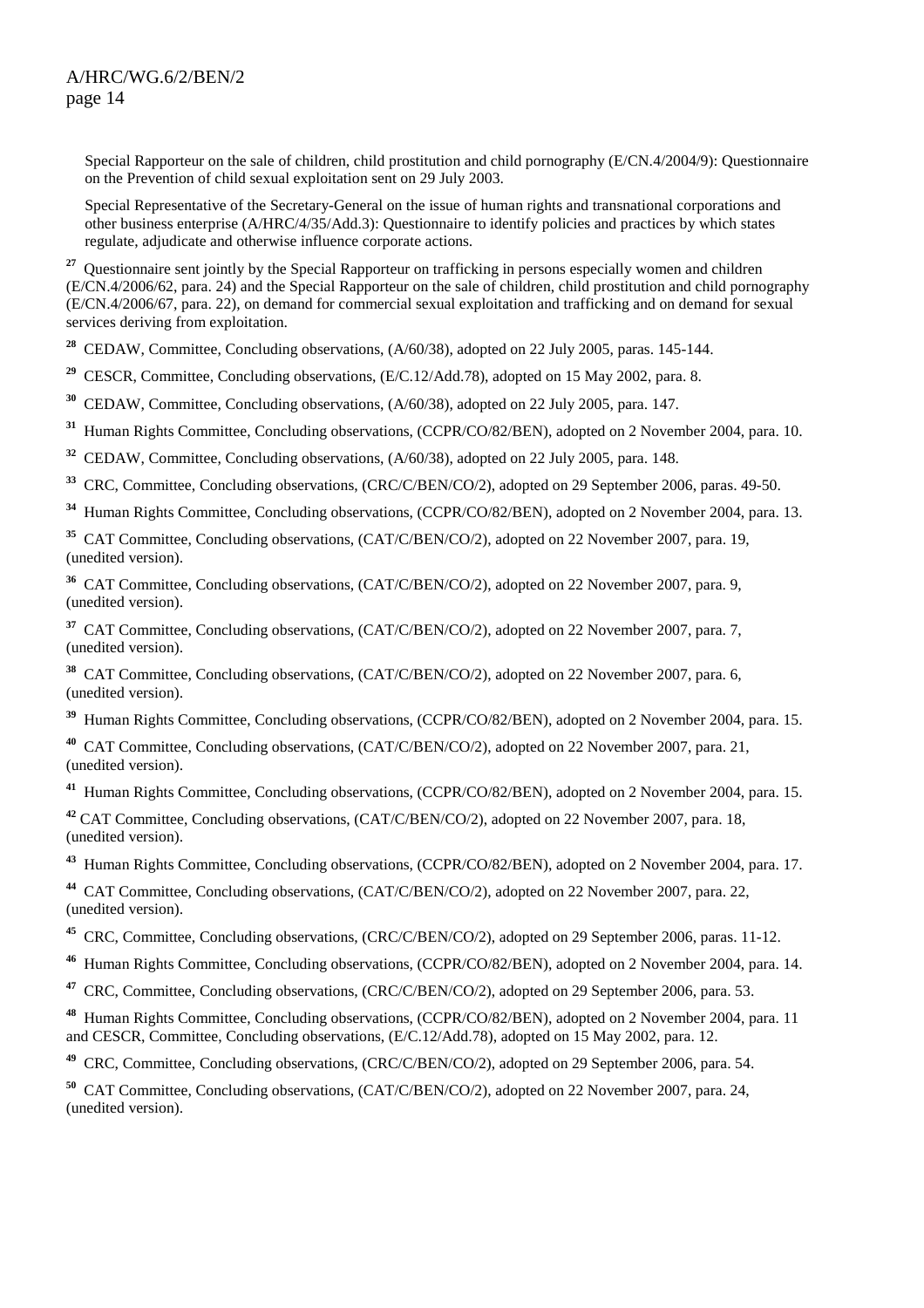Special Rapporteur on the sale of children, child prostitution and child pornography (E/CN.4/2004/9): Questionnaire on the Prevention of child sexual exploitation sent on 29 July 2003.

Special Representative of the Secretary-General on the issue of human rights and transnational corporations and other business enterprise (A/HRC/4/35/Add.3): Questionnaire to identify policies and practices by which states regulate, adjudicate and otherwise influence corporate actions.

[27] Questionnaire sent jointly by the Special Rapporteur on trafficking in persons especially women and children (E/CN.4/2006/62, para. 24) and the Special Rapporteur on the sale of children, child prostitution and child pornography (E/CN.4/2006/67, para. 22), on demand for commercial sexual exploitation and trafficking and on demand for sexual services deriving from exploitation.

[28] CEDAW, Committee, Concluding observations, (A/60/38), adopted on 22 July 2005, paras. 145-144.

[29] CESCR, Committee, Concluding observations, (E/C.12/Add.78), adopted on 15 May 2002, para. 8.

[30] CEDAW, Committee, Concluding observations, (A/60/38), adopted on 22 July 2005, para. 147.

[31] Human Rights Committee, Concluding observations, (CCPR/CO/82/BEN), adopted on 2 November 2004, para. 10.

[32] CEDAW, Committee, Concluding observations, (A/60/38), adopted on 22 July 2005, para. 148.

[33] CRC, Committee, Concluding observations, (CRC/C/BEN/CO/2), adopted on 29 September 2006, paras. 49-50.

[34] Human Rights Committee, Concluding observations, (CCPR/CO/82/BEN), adopted on 2 November 2004, para. 13.

[35] CAT Committee, Concluding observations, (CAT/C/BEN/CO/2), adopted on 22 November 2007, para. 19, (unedited version).

[36] CAT Committee, Concluding observations, (CAT/C/BEN/CO/2), adopted on 22 November 2007, para. 9, (unedited version).

[37] CAT Committee, Concluding observations, (CAT/C/BEN/CO/2), adopted on 22 November 2007, para. 7, (unedited version).

[38] CAT Committee, Concluding observations, (CAT/C/BEN/CO/2), adopted on 22 November 2007, para. 6, (unedited version).

[39] Human Rights Committee, Concluding observations, (CCPR/CO/82/BEN), adopted on 2 November 2004, para. 15.

[40] CAT Committee, Concluding observations, (CAT/C/BEN/CO/2), adopted on 22 November 2007, para. 21, (unedited version).

[41] Human Rights Committee, Concluding observations, (CCPR/CO/82/BEN), adopted on 2 November 2004, para. 15.

[42] CAT Committee, Concluding observations, (CAT/C/BEN/CO/2), adopted on 22 November 2007, para. 18, (unedited version).

[43] Human Rights Committee, Concluding observations, (CCPR/CO/82/BEN), adopted on 2 November 2004, para. 17.

[44] CAT Committee, Concluding observations, (CAT/C/BEN/CO/2), adopted on 22 November 2007, para. 22, (unedited version).

[45] CRC, Committee, Concluding observations, (CRC/C/BEN/CO/2), adopted on 29 September 2006, paras. 11-12.

[46] Human Rights Committee, Concluding observations, (CCPR/CO/82/BEN), adopted on 2 November 2004, para. 14.

[47] CRC, Committee, Concluding observations, (CRC/C/BEN/CO/2), adopted on 29 September 2006, para. 53.

[48] Human Rights Committee, Concluding observations, (CCPR/CO/82/BEN), adopted on 2 November 2004, para. 11 and CESCR, Committee, Concluding observations, (E/C.12/Add.78), adopted on 15 May 2002, para. 12.

[49] CRC, Committee, Concluding observations, (CRC/C/BEN/CO/2), adopted on 29 September 2006, para. 54.

[50] CAT Committee, Concluding observations, (CAT/C/BEN/CO/2), adopted on 22 November 2007, para. 24, (unedited version).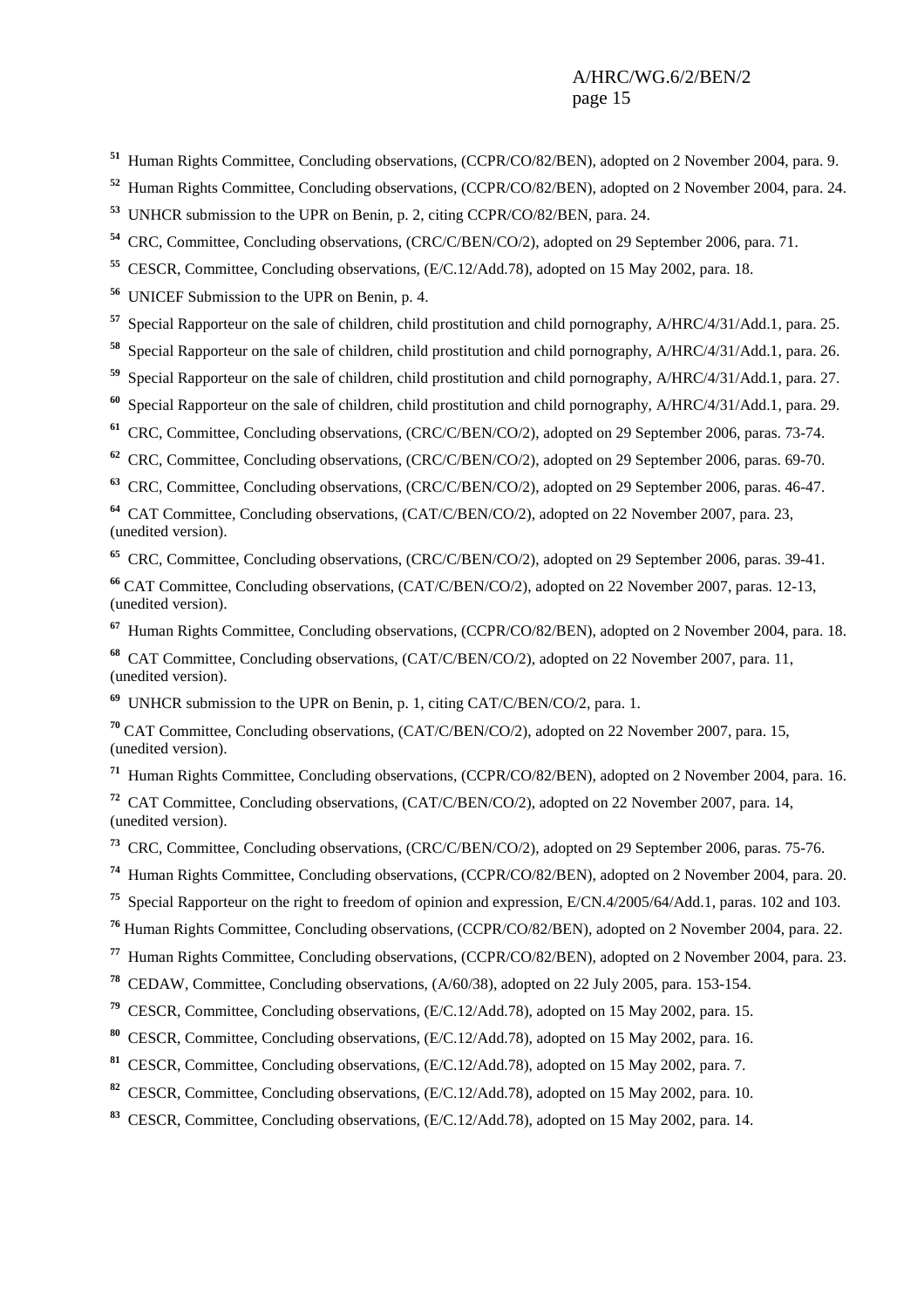[51] Human Rights Committee, Concluding observations, (CCPR/CO/82/BEN), adopted on 2 November 2004, para. 9.

[52] Human Rights Committee, Concluding observations, (CCPR/CO/82/BEN), adopted on 2 November 2004, para. 24.

[53] UNHCR submission to the UPR on Benin, p. 2, citing CCPR/CO/82/BEN, para. 24.

[54] CRC, Committee, Concluding observations, (CRC/C/BEN/CO/2), adopted on 29 September 2006, para. 71.

[55] CESCR, Committee, Concluding observations, (E/C.12/Add.78), adopted on 15 May 2002, para. 18.

[56] UNICEF Submission to the UPR on Benin, p. 4.

[57] Special Rapporteur on the sale of children, child prostitution and child pornography, A/HRC/4/31/Add.1, para. 25.

[58] Special Rapporteur on the sale of children, child prostitution and child pornography, A/HRC/4/31/Add.1, para. 26.

[59] Special Rapporteur on the sale of children, child prostitution and child pornography, A/HRC/4/31/Add.1, para. 27.

[60] Special Rapporteur on the sale of children, child prostitution and child pornography, A/HRC/4/31/Add.1, para. 29.

[61] CRC, Committee, Concluding observations, (CRC/C/BEN/CO/2), adopted on 29 September 2006, paras. 73-74.

[62] CRC, Committee, Concluding observations, (CRC/C/BEN/CO/2), adopted on 29 September 2006, paras. 69-70.

[63] CRC, Committee, Concluding observations, (CRC/C/BEN/CO/2), adopted on 29 September 2006, paras. 46-47.

[64] CAT Committee, Concluding observations, (CAT/C/BEN/CO/2), adopted on 22 November 2007, para. 23, (unedited version).

[65] CRC, Committee, Concluding observations, (CRC/C/BEN/CO/2), adopted on 29 September 2006, paras. 39-41.

[66] CAT Committee, Concluding observations, (CAT/C/BEN/CO/2), adopted on 22 November 2007, paras. 12-13, (unedited version).

[67] Human Rights Committee, Concluding observations, (CCPR/CO/82/BEN), adopted on 2 November 2004, para. 18.

[68] CAT Committee, Concluding observations, (CAT/C/BEN/CO/2), adopted on 22 November 2007, para. 11, (unedited version).

[69] UNHCR submission to the UPR on Benin, p. 1, citing CAT/C/BEN/CO/2, para. 1.

[70] CAT Committee, Concluding observations, (CAT/C/BEN/CO/2), adopted on 22 November 2007, para. 15, (unedited version).

[71] Human Rights Committee, Concluding observations, (CCPR/CO/82/BEN), adopted on 2 November 2004, para. 16.

[72] CAT Committee, Concluding observations, (CAT/C/BEN/CO/2), adopted on 22 November 2007, para. 14, (unedited version).

[73] CRC, Committee, Concluding observations, (CRC/C/BEN/CO/2), adopted on 29 September 2006, paras. 75-76.

[74] Human Rights Committee, Concluding observations, (CCPR/CO/82/BEN), adopted on 2 November 2004, para. 20.

[75] Special Rapporteur on the right to freedom of opinion and expression, E/CN.4/2005/64/Add.1, paras. 102 and 103.

[76] Human Rights Committee, Concluding observations, (CCPR/CO/82/BEN), adopted on 2 November 2004, para. 22.

[77] Human Rights Committee, Concluding observations, (CCPR/CO/82/BEN), adopted on 2 November 2004, para. 23.

[78] CEDAW, Committee, Concluding observations, (A/60/38), adopted on 22 July 2005, para. 153-154.

[79] CESCR, Committee, Concluding observations, (E/C.12/Add.78), adopted on 15 May 2002, para. 15.

[80] CESCR, Committee, Concluding observations, (E/C.12/Add.78), adopted on 15 May 2002, para. 16.

[81] CESCR, Committee, Concluding observations, (E/C.12/Add.78), adopted on 15 May 2002, para. 7.

[82] CESCR, Committee, Concluding observations, (E/C.12/Add.78), adopted on 15 May 2002, para. 10.

[83] CESCR, Committee, Concluding observations, (E/C.12/Add.78), adopted on 15 May 2002, para. 14.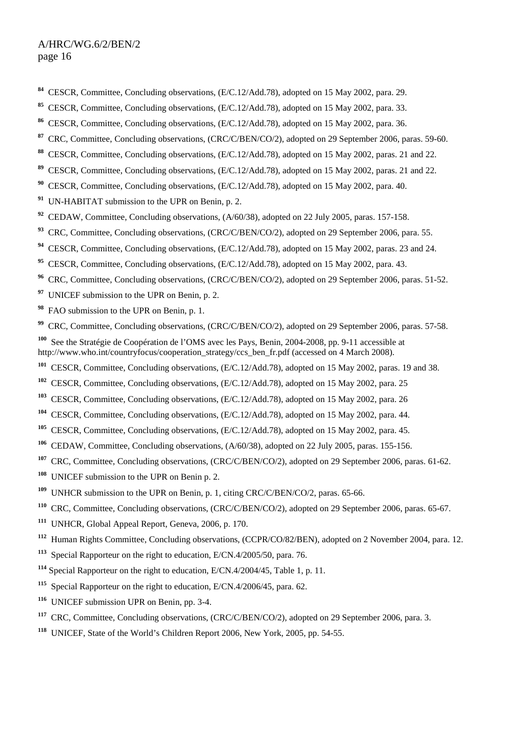[84] CESCR, Committee, Concluding observations, (E/C.12/Add.78), adopted on 15 May 2002, para. 29.

[85] CESCR, Committee, Concluding observations, (E/C.12/Add.78), adopted on 15 May 2002, para. 33.

[86] CESCR, Committee, Concluding observations, (E/C.12/Add.78), adopted on 15 May 2002, para. 36.

[87] CRC, Committee, Concluding observations, (CRC/C/BEN/CO/2), adopted on 29 September 2006, paras. 59-60.

[88] CESCR, Committee, Concluding observations, (E/C.12/Add.78), adopted on 15 May 2002, paras. 21 and 22.

[89] CESCR, Committee, Concluding observations, (E/C.12/Add.78), adopted on 15 May 2002, paras. 21 and 22.

[90] CESCR, Committee, Concluding observations, (E/C.12/Add.78), adopted on 15 May 2002, para. 40.

[91] UN-HABITAT submission to the UPR on Benin, p. 2.

[92] CEDAW, Committee, Concluding observations, (A/60/38), adopted on 22 July 2005, paras. 157-158.

[93] CRC, Committee, Concluding observations, (CRC/C/BEN/CO/2), adopted on 29 September 2006, para. 55.

[94] CESCR, Committee, Concluding observations, (E/C.12/Add.78), adopted on 15 May 2002, paras. 23 and 24.

[95] CESCR, Committee, Concluding observations, (E/C.12/Add.78), adopted on 15 May 2002, para. 43.

[96] CRC, Committee, Concluding observations, (CRC/C/BEN/CO/2), adopted on 29 September 2006, paras. 51-52.

[97] UNICEF submission to the UPR on Benin, p. 2.

[98] FAO submission to the UPR on Benin, p. 1.

[99] CRC, Committee, Concluding observations, (CRC/C/BEN/CO/2), adopted on 29 September 2006, paras. 57-58.

[100] See the Stratégie de Coopération de l'OMS avec les Pays, Benin, 2004-2008, pp. 9-11 accessible at http://www.who.int/countryfocus/cooperation_strategy/ccs_ben_fr.pdf (accessed on 4 March 2008).

[101] CESCR, Committee, Concluding observations, (E/C.12/Add.78), adopted on 15 May 2002, paras. 19 and 38.

[102] CESCR, Committee, Concluding observations, (E/C.12/Add.78), adopted on 15 May 2002, para. 25

[103] CESCR, Committee, Concluding observations, (E/C.12/Add.78), adopted on 15 May 2002, para. 26

[104] CESCR, Committee, Concluding observations, (E/C.12/Add.78), adopted on 15 May 2002, para. 44.

[105] CESCR, Committee, Concluding observations, (E/C.12/Add.78), adopted on 15 May 2002, para. 45.

[106] CEDAW, Committee, Concluding observations, (A/60/38), adopted on 22 July 2005, paras. 155-156.

[107] CRC, Committee, Concluding observations, (CRC/C/BEN/CO/2), adopted on 29 September 2006, paras. 61-62.

[108] UNICEF submission to the UPR on Benin p. 2.

[109] UNHCR submission to the UPR on Benin, p. 1, citing CRC/C/BEN/CO/2, paras. 65-66.

[110] CRC, Committee, Concluding observations, (CRC/C/BEN/CO/2), adopted on 29 September 2006, paras. 65-67.

[111] UNHCR, Global Appeal Report, Geneva, 2006, p. 170.

[112] Human Rights Committee, Concluding observations, (CCPR/CO/82/BEN), adopted on 2 November 2004, para. 12.

[113] Special Rapporteur on the right to education, E/CN.4/2005/50, para. 76.

[114] Special Rapporteur on the right to education, E/CN.4/2004/45, Table 1, p. 11.

[115] Special Rapporteur on the right to education, E/CN.4/2006/45, para. 62.

[116] UNICEF submission UPR on Benin, pp. 3-4.

[117] CRC, Committee, Concluding observations, (CRC/C/BEN/CO/2), adopted on 29 September 2006, para. 3.

[118] UNICEF, State of the World's Children Report 2006, New York, 2005, pp. 54-55.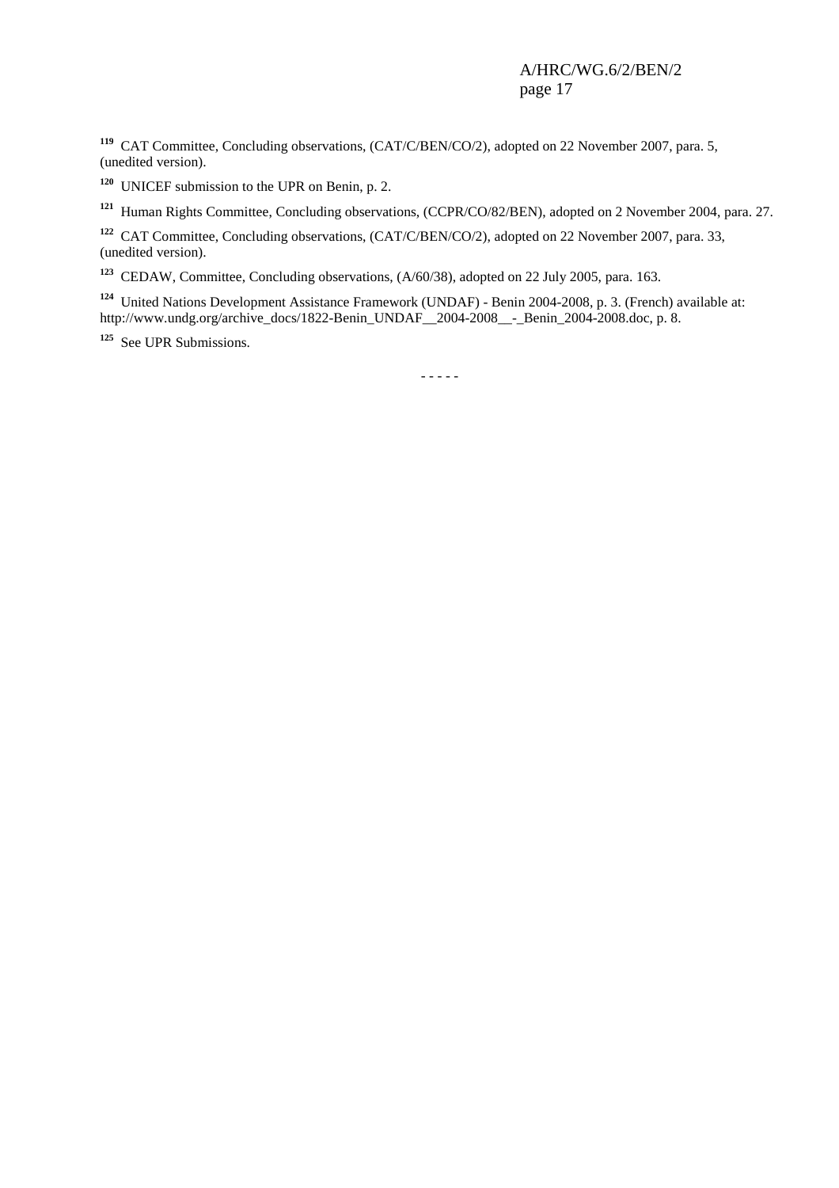[119] CAT Committee, Concluding observations, (CAT/C/BEN/CO/2), adopted on 22 November 2007, para. 5, (unedited version).

[120] UNICEF submission to the UPR on Benin, p. 2.

[121] Human Rights Committee, Concluding observations, (CCPR/CO/82/BEN), adopted on 2 November 2004, para. 27.

[122] CAT Committee, Concluding observations, (CAT/C/BEN/CO/2), adopted on 22 November 2007, para. 33, (unedited version).

[123] CEDAW, Committee, Concluding observations, (A/60/38), adopted on 22 July 2005, para. 163.

[124] United Nations Development Assistance Framework (UNDAF) - Benin 2004-2008, p. 3. (French) available at: http://www.undg.org/archive_docs/1822-Benin_UNDAF__2004-2008__-_Benin_2004-2008.doc, p. 8.

[125] See UPR Submissions.

- - - - -